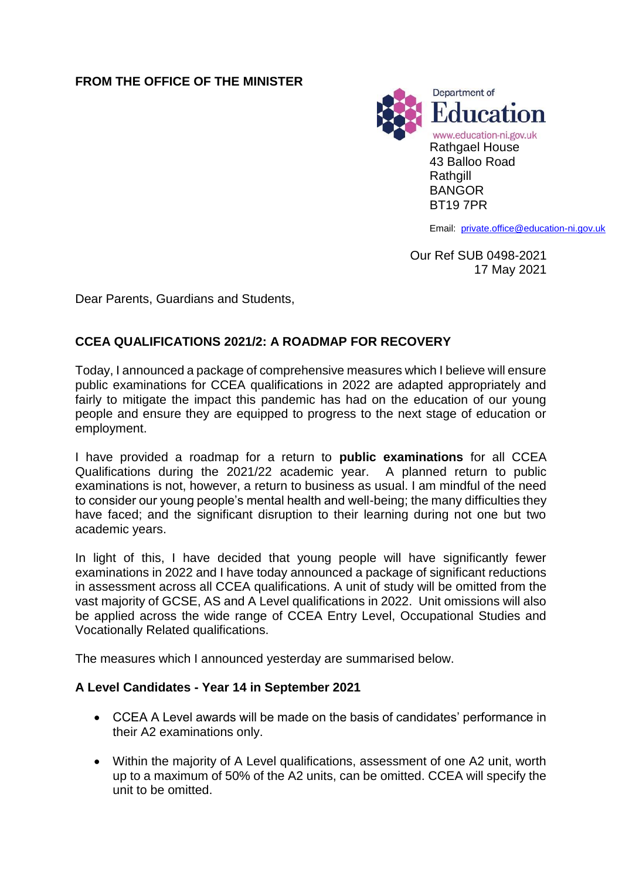**FROM THE OFFICE OF THE MINISTER**

Department of Education
www.education-ni.gov.uk
Rathgael House
43 Balloo Road
Rathgill
BANGOR
BT19 7PR

Email: private.office@education-ni.gov.uk

Our Ref SUB 0498-2021
17 May 2021

Dear Parents, Guardians and Students,

**CCEA QUALIFICATIONS 2021/2: A ROADMAP FOR RECOVERY**

Today, I announced a package of comprehensive measures which I believe will ensure public examinations for CCEA qualifications in 2022 are adapted appropriately and fairly to mitigate the impact this pandemic has had on the education of our young people and ensure they are equipped to progress to the next stage of education or employment.

I have provided a roadmap for a return to **public examinations** for all CCEA Qualifications during the 2021/22 academic year. A planned return to public examinations is not, however, a return to business as usual. I am mindful of the need to consider our young people's mental health and well-being; the many difficulties they have faced; and the significant disruption to their learning during not one but two academic years.

In light of this, I have decided that young people will have significantly fewer examinations in 2022 and I have today announced a package of significant reductions in assessment across all CCEA qualifications. A unit of study will be omitted from the vast majority of GCSE, AS and A Level qualifications in 2022. Unit omissions will also be applied across the wide range of CCEA Entry Level, Occupational Studies and Vocationally Related qualifications.

The measures which I announced yesterday are summarised below.

**A Level Candidates - Year 14 in September 2021**

- CCEA A Level awards will be made on the basis of candidates' performance in their A2 examinations only.
- Within the majority of A Level qualifications, assessment of one A2 unit, worth up to a maximum of 50% of the A2 units, can be omitted. CCEA will specify the unit to be omitted.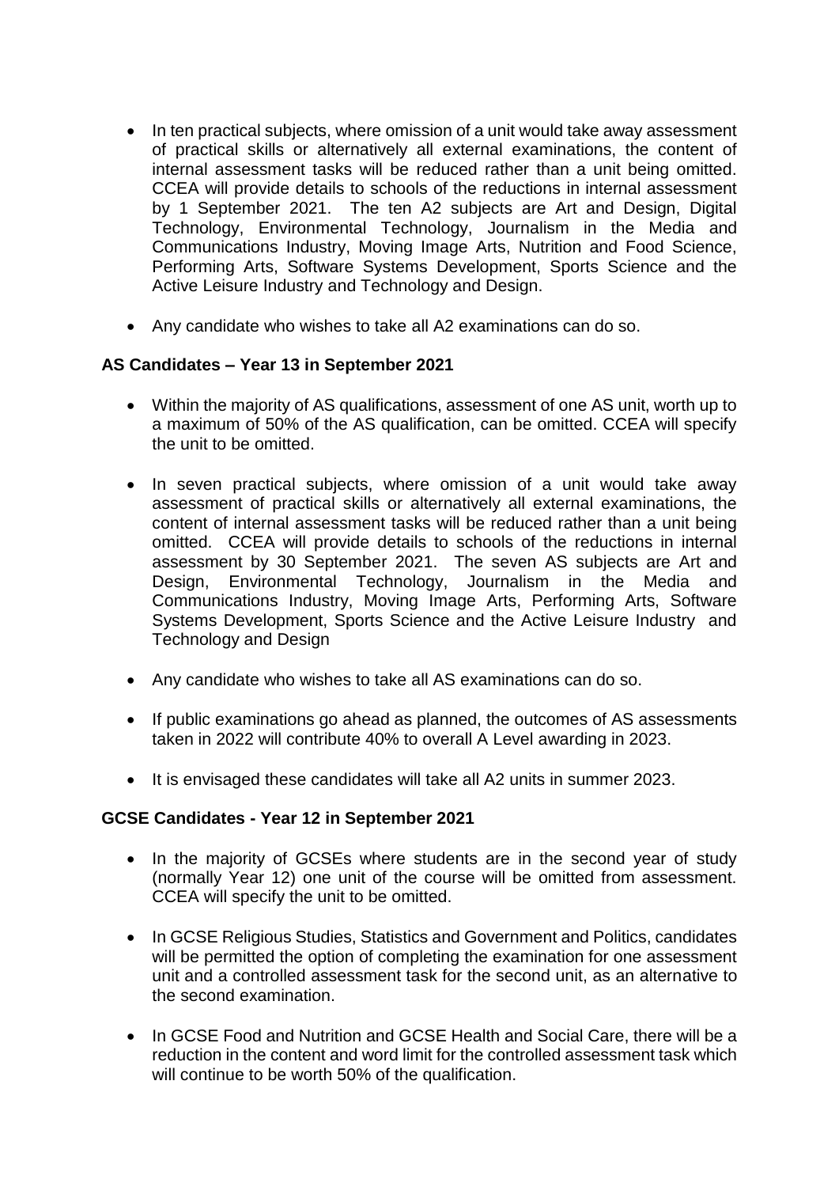- In ten practical subjects, where omission of a unit would take away assessment of practical skills or alternatively all external examinations, the content of internal assessment tasks will be reduced rather than a unit being omitted. CCEA will provide details to schools of the reductions in internal assessment by 1 September 2021. The ten A2 subjects are Art and Design, Digital Technology, Environmental Technology, Journalism in the Media and Communications Industry, Moving Image Arts, Nutrition and Food Science, Performing Arts, Software Systems Development, Sports Science and the Active Leisure Industry and Technology and Design.

- Any candidate who wishes to take all A2 examinations can do so.

**AS Candidates – Year 13 in September 2021**

- Within the majority of AS qualifications, assessment of one AS unit, worth up to a maximum of 50% of the AS qualification, can be omitted. CCEA will specify the unit to be omitted.

- In seven practical subjects, where omission of a unit would take away assessment of practical skills or alternatively all external examinations, the content of internal assessment tasks will be reduced rather than a unit being omitted. CCEA will provide details to schools of the reductions in internal assessment by 30 September 2021. The seven AS subjects are Art and Design, Environmental Technology, Journalism in the Media and Communications Industry, Moving Image Arts, Performing Arts, Software Systems Development, Sports Science and the Active Leisure Industry and Technology and Design

- Any candidate who wishes to take all AS examinations can do so.

- If public examinations go ahead as planned, the outcomes of AS assessments taken in 2022 will contribute 40% to overall A Level awarding in 2023.

- It is envisaged these candidates will take all A2 units in summer 2023.

**GCSE Candidates - Year 12 in September 2021**

- In the majority of GCSEs where students are in the second year of study (normally Year 12) one unit of the course will be omitted from assessment. CCEA will specify the unit to be omitted.

- In GCSE Religious Studies, Statistics and Government and Politics, candidates will be permitted the option of completing the examination for one assessment unit and a controlled assessment task for the second unit, as an alternative to the second examination.

- In GCSE Food and Nutrition and GCSE Health and Social Care, there will be a reduction in the content and word limit for the controlled assessment task which will continue to be worth 50% of the qualification.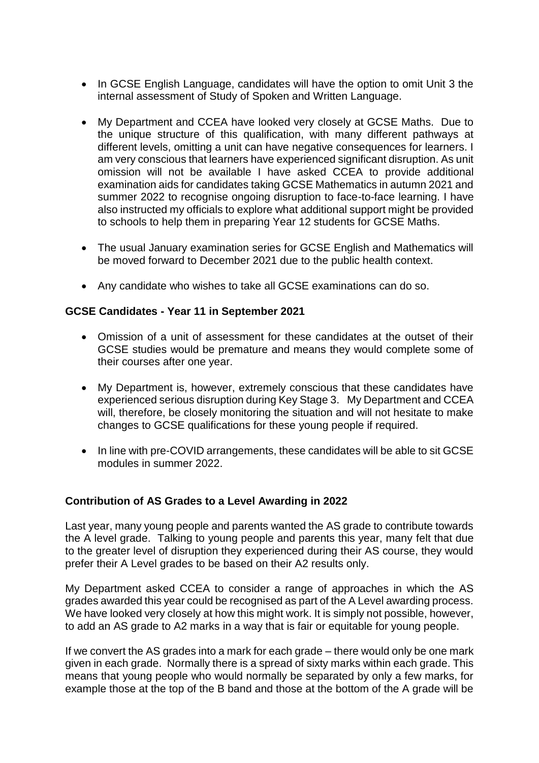- In GCSE English Language, candidates will have the option to omit Unit 3 the internal assessment of Study of Spoken and Written Language.

- My Department and CCEA have looked very closely at GCSE Maths. Due to the unique structure of this qualification, with many different pathways at different levels, omitting a unit can have negative consequences for learners. I am very conscious that learners have experienced significant disruption. As unit omission will not be available I have asked CCEA to provide additional examination aids for candidates taking GCSE Mathematics in autumn 2021 and summer 2022 to recognise ongoing disruption to face-to-face learning. I have also instructed my officials to explore what additional support might be provided to schools to help them in preparing Year 12 students for GCSE Maths.

- The usual January examination series for GCSE English and Mathematics will be moved forward to December 2021 due to the public health context.

- Any candidate who wishes to take all GCSE examinations can do so.

**GCSE Candidates - Year 11 in September 2021**

- Omission of a unit of assessment for these candidates at the outset of their GCSE studies would be premature and means they would complete some of their courses after one year.

- My Department is, however, extremely conscious that these candidates have experienced serious disruption during Key Stage 3. My Department and CCEA will, therefore, be closely monitoring the situation and will not hesitate to make changes to GCSE qualifications for these young people if required.

- In line with pre-COVID arrangements, these candidates will be able to sit GCSE modules in summer 2022.

**Contribution of AS Grades to a Level Awarding in 2022**

Last year, many young people and parents wanted the AS grade to contribute towards the A level grade. Talking to young people and parents this year, many felt that due to the greater level of disruption they experienced during their AS course, they would prefer their A Level grades to be based on their A2 results only.

My Department asked CCEA to consider a range of approaches in which the AS grades awarded this year could be recognised as part of the A Level awarding process. We have looked very closely at how this might work. It is simply not possible, however, to add an AS grade to A2 marks in a way that is fair or equitable for young people.

If we convert the AS grades into a mark for each grade – there would only be one mark given in each grade. Normally there is a spread of sixty marks within each grade. This means that young people who would normally be separated by only a few marks, for example those at the top of the B band and those at the bottom of the A grade will be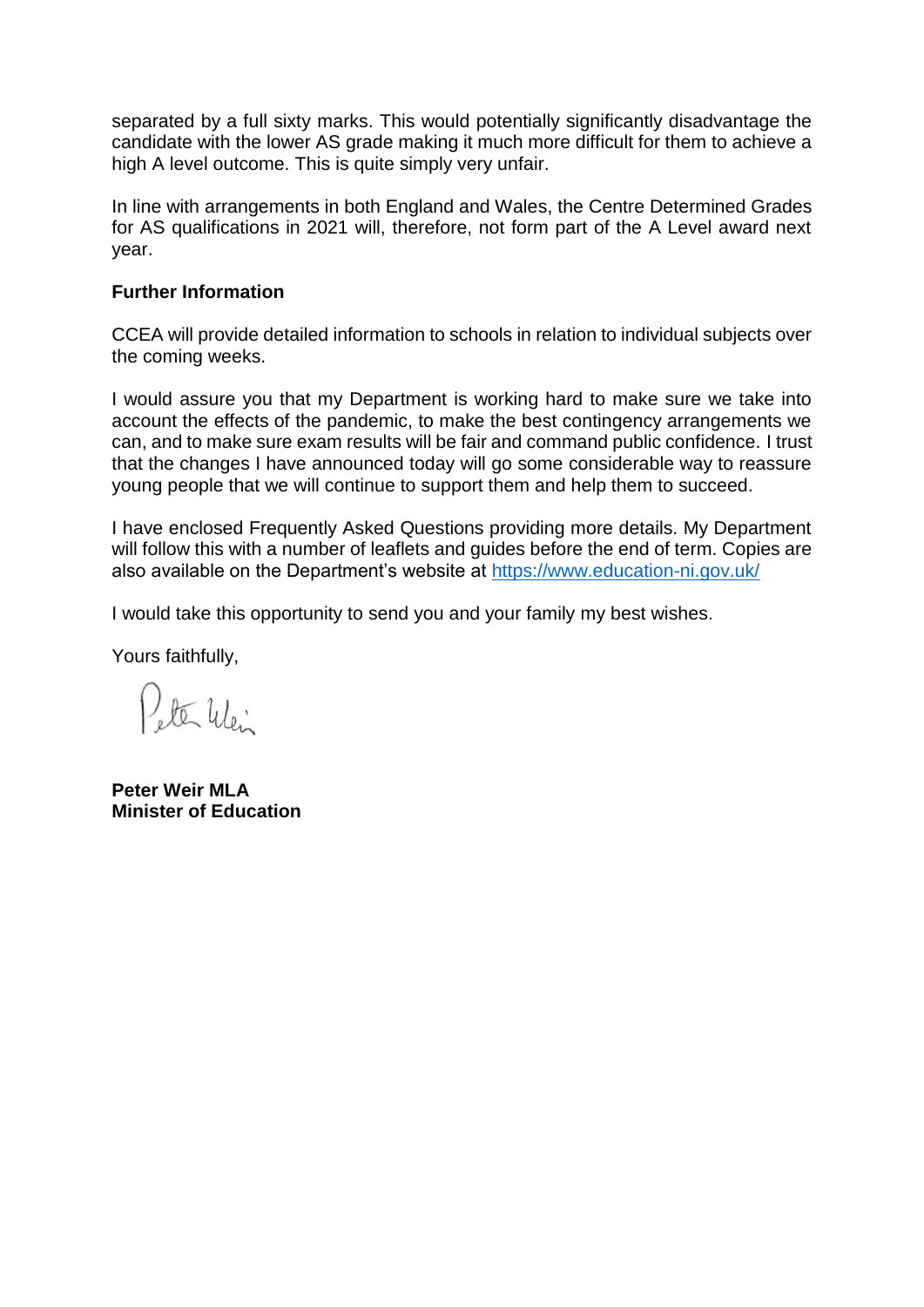separated by a full sixty marks. This would potentially significantly disadvantage the candidate with the lower AS grade making it much more difficult for them to achieve a high A level outcome. This is quite simply very unfair.

In line with arrangements in both England and Wales, the Centre Determined Grades for AS qualifications in 2021 will, therefore, not form part of the A Level award next year.

**Further Information**

CCEA will provide detailed information to schools in relation to individual subjects over the coming weeks.

I would assure you that my Department is working hard to make sure we take into account the effects of the pandemic, to make the best contingency arrangements we can, and to make sure exam results will be fair and command public confidence. I trust that the changes I have announced today will go some considerable way to reassure young people that we will continue to support them and help them to succeed.

I have enclosed Frequently Asked Questions providing more details. My Department will follow this with a number of leaflets and guides before the end of term. Copies are also available on the Department's website at [https://www.education-ni.gov.uk/](https://www.education-ni.gov.uk/)

I would take this opportunity to send you and your family my best wishes.

Yours faithfully,

Peter Weir

**Peter Weir MLA**
**Minister of Education**